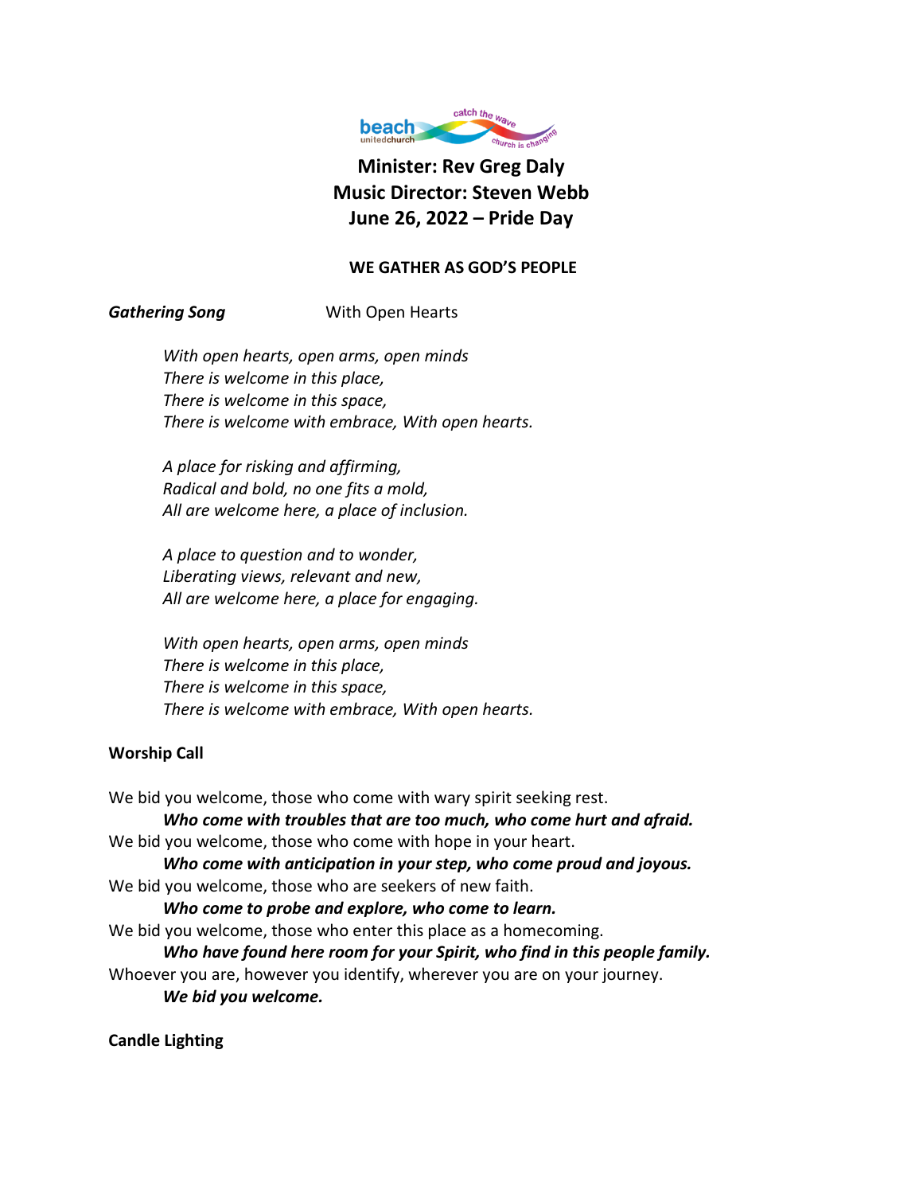beach unitedchurch — catch the wave — church is changing

**Minister: Rev Greg Daly**
**Music Director: Steven Webb**
**June 26, 2022 – Pride Day**

## WE GATHER AS GOD'S PEOPLE

***Gathering Song*** With Open Hearts

*With open hearts, open arms, open minds*
*There is welcome in this place,*
*There is welcome in this space,*
*There is welcome with embrace, With open hearts.*

*A place for risking and affirming,*
*Radical and bold, no one fits a mold,*
*All are welcome here, a place of inclusion.*

*A place to question and to wonder,*
*Liberating views, relevant and new,*
*All are welcome here, a place for engaging.*

*With open hearts, open arms, open minds*
*There is welcome in this place,*
*There is welcome in this space,*
*There is welcome with embrace, With open hearts.*

**Worship Call**

We bid you welcome, those who come with wary spirit seeking rest.
***Who come with troubles that are too much, who come hurt and afraid.***
We bid you welcome, those who come with hope in your heart.
***Who come with anticipation in your step, who come proud and joyous.***
We bid you welcome, those who are seekers of new faith.
***Who come to probe and explore, who come to learn.***
We bid you welcome, those who enter this place as a homecoming.
***Who have found here room for your Spirit, who find in this people family.***
Whoever you are, however you identify, wherever you are on your journey.
***We bid you welcome.***

**Candle Lighting**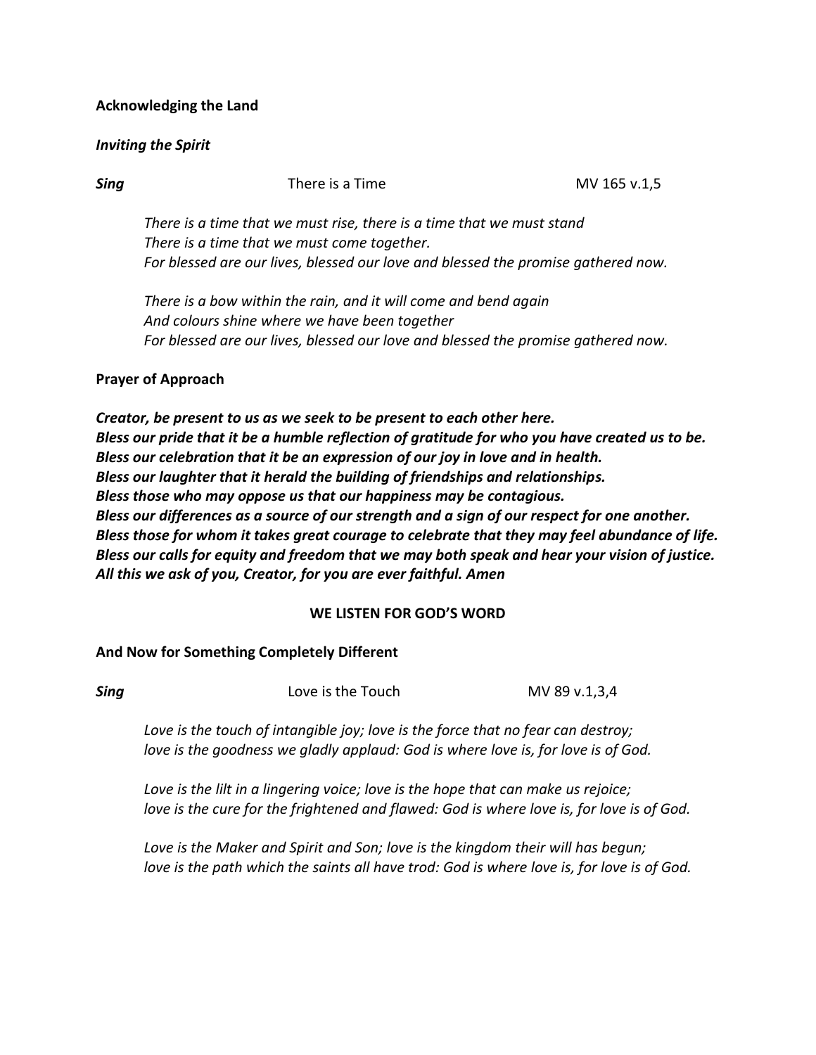**Acknowledging the Land**

***Inviting the Spirit***

***Sing*** There is a Time MV 165 v.1,5

*There is a time that we must rise, there is a time that we must stand*
*There is a time that we must come together.*
*For blessed are our lives, blessed our love and blessed the promise gathered now.*

*There is a bow within the rain, and it will come and bend again*
*And colours shine where we have been together*
*For blessed are our lives, blessed our love and blessed the promise gathered now.*

**Prayer of Approach**

***Creator, be present to us as we seek to be present to each other here.***
***Bless our pride that it be a humble reflection of gratitude for who you have created us to be.***
***Bless our celebration that it be an expression of our joy in love and in health.***
***Bless our laughter that it herald the building of friendships and relationships.***
***Bless those who may oppose us that our happiness may be contagious.***
***Bless our differences as a source of our strength and a sign of our respect for one another.***
***Bless those for whom it takes great courage to celebrate that they may feel abundance of life.***
***Bless our calls for equity and freedom that we may both speak and hear your vision of justice.***
***All this we ask of you, Creator, for you are ever faithful. Amen***

**WE LISTEN FOR GOD'S WORD**

**And Now for Something Completely Different**

***Sing*** Love is the Touch MV 89 v.1,3,4

*Love is the touch of intangible joy; love is the force that no fear can destroy;*
*love is the goodness we gladly applaud: God is where love is, for love is of God.*

*Love is the lilt in a lingering voice; love is the hope that can make us rejoice;*
*love is the cure for the frightened and flawed: God is where love is, for love is of God.*

*Love is the Maker and Spirit and Son; love is the kingdom their will has begun;*
*love is the path which the saints all have trod: God is where love is, for love is of God.*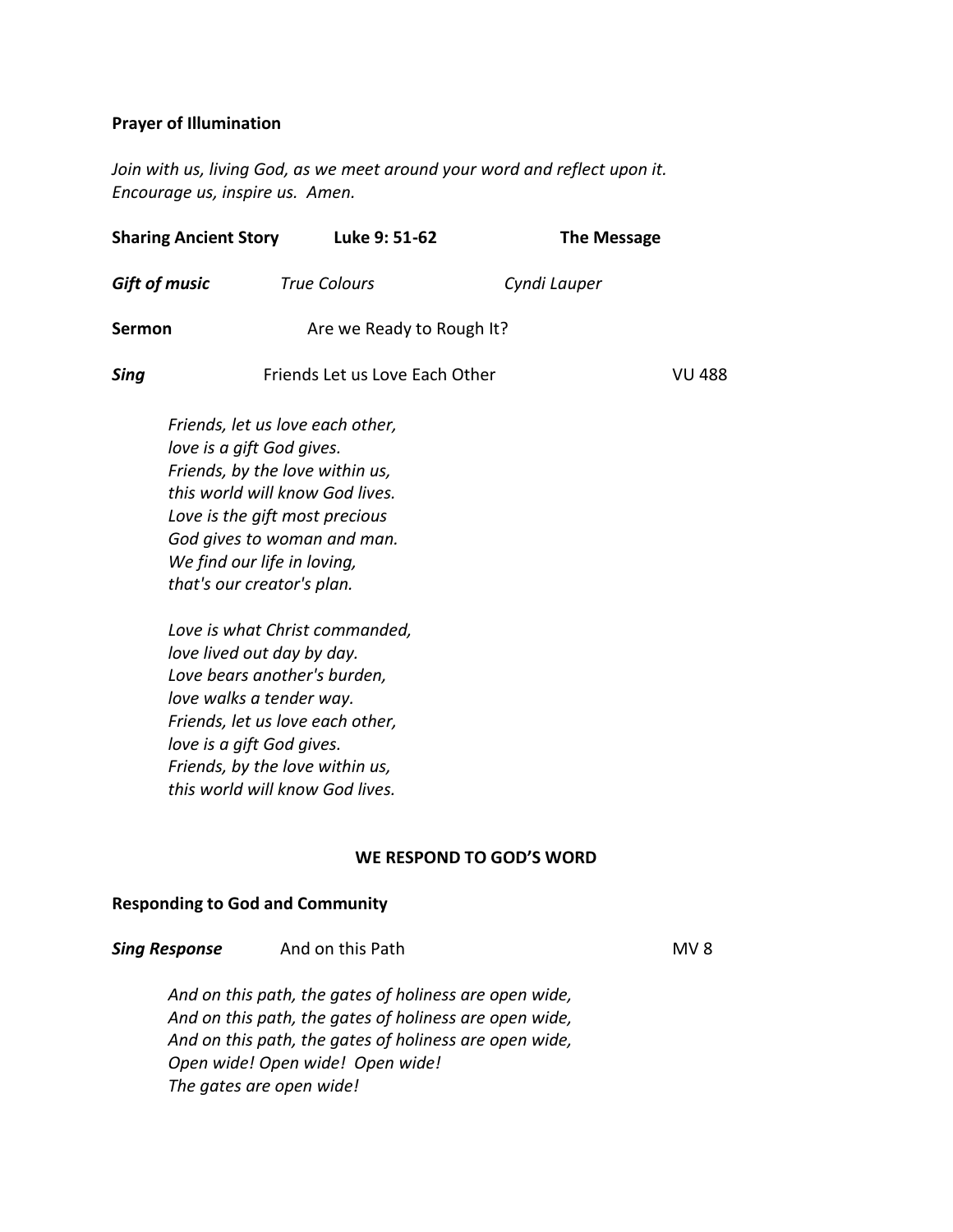**Prayer of Illumination**

*Join with us, living God, as we meet around your word and reflect upon it.*
*Encourage us, inspire us. Amen.*

**Sharing Ancient Story** **Luke 9: 51-62** **The Message**

***Gift of music*** *True Colours* *Cyndi Lauper*

**Sermon** Are we Ready to Rough It?

***Sing*** Friends Let us Love Each Other VU 488

*Friends, let us love each other,*
*love is a gift God gives.*
*Friends, by the love within us,*
*this world will know God lives.*
*Love is the gift most precious*
*God gives to woman and man.*
*We find our life in loving,*
*that's our creator's plan.*

*Love is what Christ commanded,*
*love lived out day by day.*
*Love bears another's burden,*
*love walks a tender way.*
*Friends, let us love each other,*
*love is a gift God gives.*
*Friends, by the love within us,*
*this world will know God lives.*

## WE RESPOND TO GOD'S WORD

**Responding to God and Community**

***Sing Response*** And on this Path MV 8

*And on this path, the gates of holiness are open wide,*
*And on this path, the gates of holiness are open wide,*
*And on this path, the gates of holiness are open wide,*
*Open wide! Open wide! Open wide!*
*The gates are open wide!*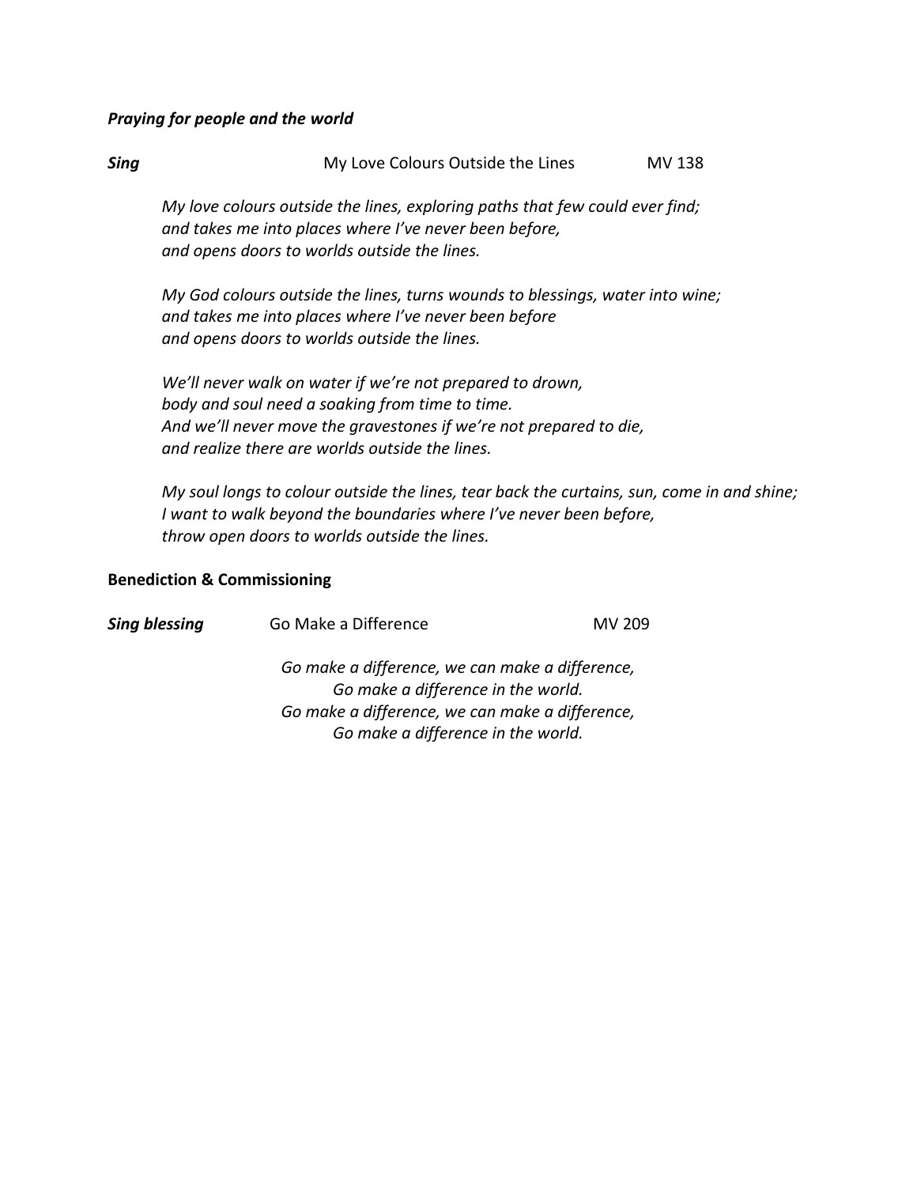***Praying for people and the world***

***Sing*** My Love Colours Outside the Lines MV 138

*My love colours outside the lines, exploring paths that few could ever find;*
*and takes me into places where I've never been before,*
*and opens doors to worlds outside the lines.*

*My God colours outside the lines, turns wounds to blessings, water into wine;*
*and takes me into places where I've never been before*
*and opens doors to worlds outside the lines.*

*We'll never walk on water if we're not prepared to drown,*
*body and soul need a soaking from time to time.*
*And we'll never move the gravestones if we're not prepared to die,*
*and realize there are worlds outside the lines.*

*My soul longs to colour outside the lines, tear back the curtains, sun, come in and shine;*
*I want to walk beyond the boundaries where I've never been before,*
*throw open doors to worlds outside the lines.*

**Benediction & Commissioning**

***Sing blessing*** Go Make a Difference MV 209

*Go make a difference, we can make a difference,*
*Go make a difference in the world.*
*Go make a difference, we can make a difference,*
*Go make a difference in the world.*